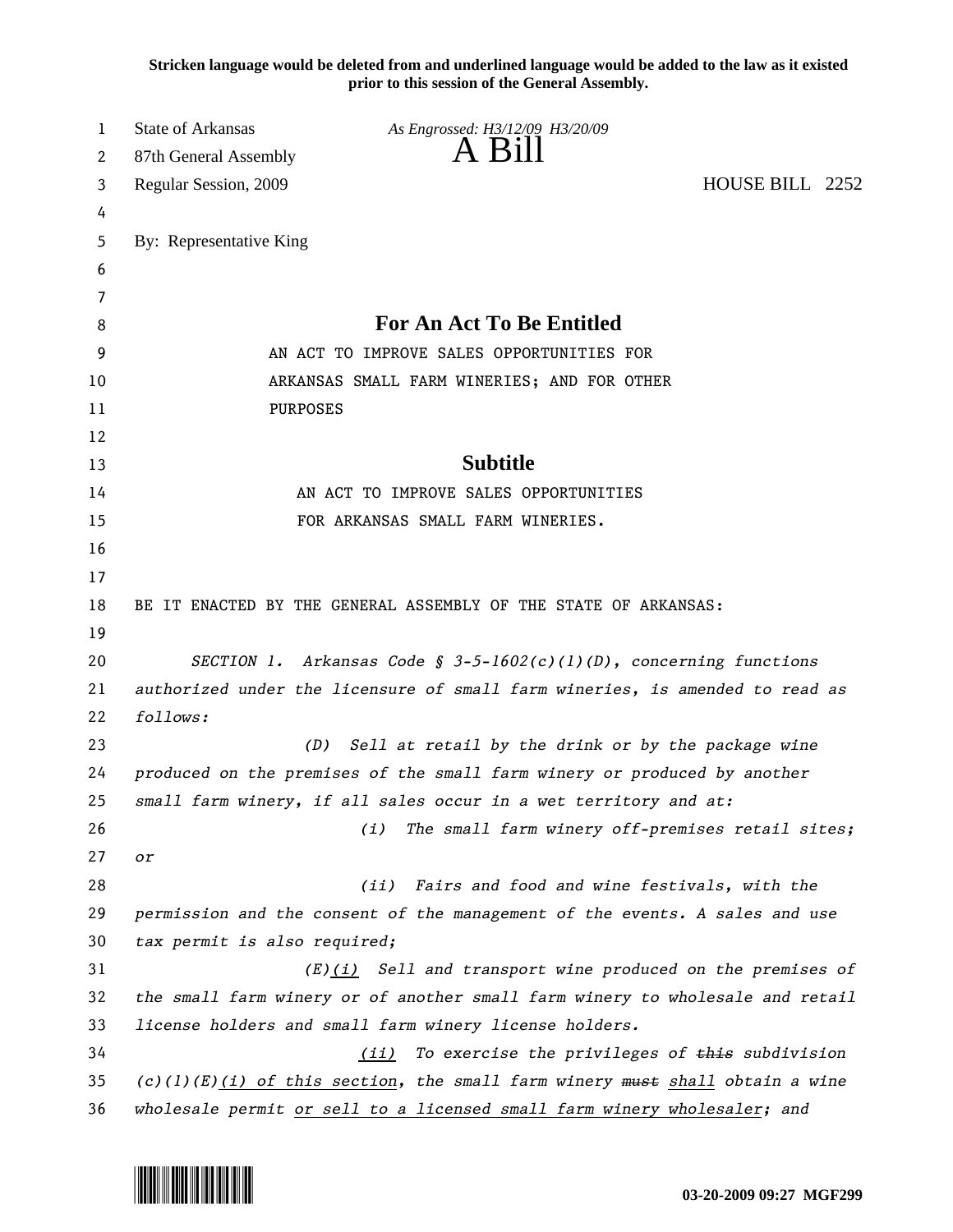**Stricken language would be deleted from and underlined language would be added to the law as it existed prior to this session of the General Assembly.**

State of Arkansas *As Engrossed: H3/12/09 H3/20/09*
87th General Assembly
# A Bill
Regular Session, 2009 HOUSE BILL 2252

By: Representative King

## For An Act To Be Entitled

AN ACT TO IMPROVE SALES OPPORTUNITIES FOR ARKANSAS SMALL FARM WINERIES; AND FOR OTHER PURPOSES

## Subtitle

AN ACT TO IMPROVE SALES OPPORTUNITIES FOR ARKANSAS SMALL FARM WINERIES.

BE IT ENACTED BY THE GENERAL ASSEMBLY OF THE STATE OF ARKANSAS:

*SECTION 1. Arkansas Code § 3-5-1602(c)(1)(D), concerning functions authorized under the licensure of small farm wineries, is amended to read as follows:*

*(D) Sell at retail by the drink or by the package wine produced on the premises of the small farm winery or produced by another small farm winery, if all sales occur in a wet territory and at:*

*(i) The small farm winery off-premises retail sites; or*

*(ii) Fairs and food and wine festivals, with the permission and the consent of the management of the events. A sales and use tax permit is also required;*

*(E)<u>(i)</u> Sell and transport wine produced on the premises of the small farm winery or of another small farm winery to wholesale and retail license holders and small farm winery license holders.*

*<u>(ii)</u> To exercise the privileges of ~~this~~ subdivision (c)(1)(E)<u>(i) of this section</u>, the small farm winery ~~must~~ <u>shall</u> obtain a wine wholesale permit <u>or sell to a licensed small farm winery wholesaler</u>; and*

03-20-2009 09:27 MGF299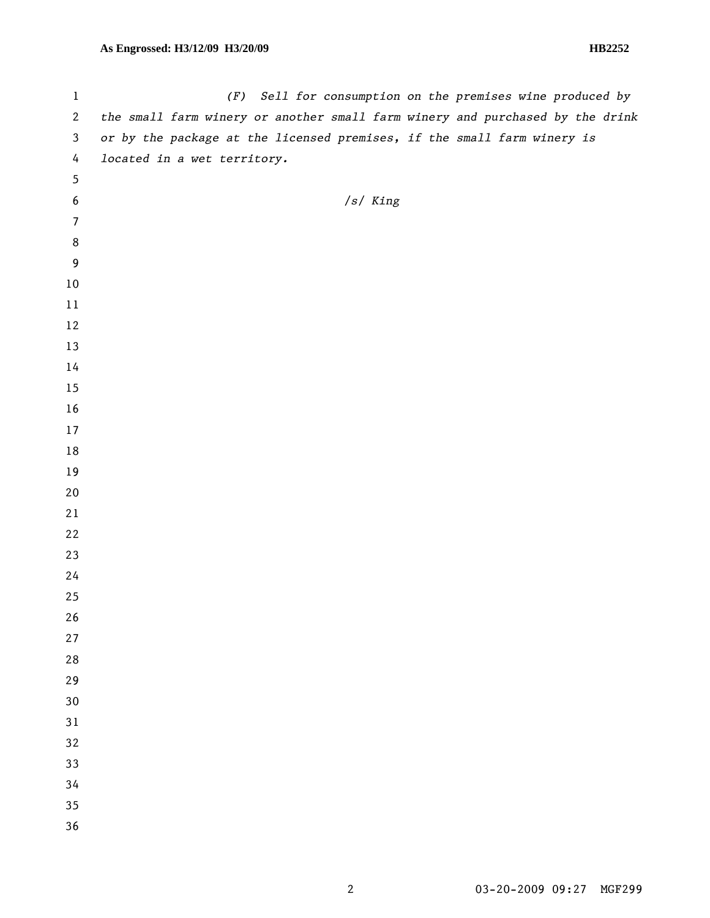*(F) Sell for consumption on the premises wine produced by the small farm winery or another small farm winery and purchased by the drink or by the package at the licensed premises, if the small farm winery is located in a wet territory.*

*/s/ King*